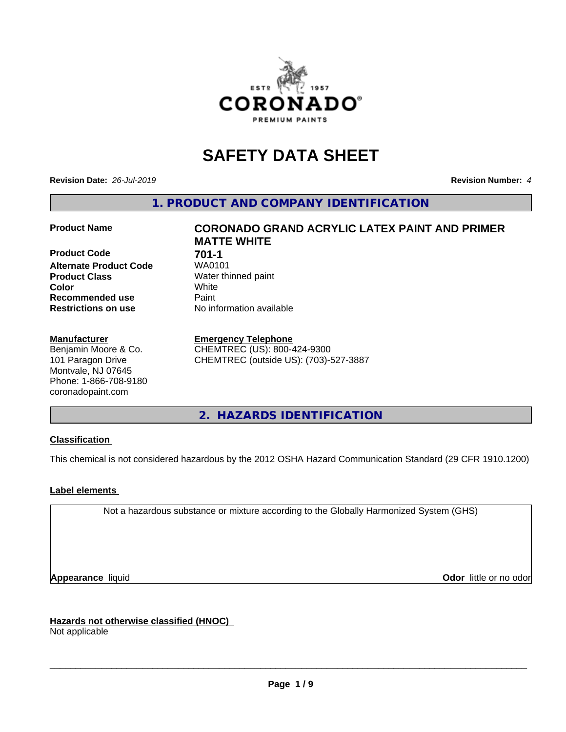ESTº 1957
CORONADO®
PREMIUM PAINTS

# SAFETY DATA SHEET

**Revision Date:** *26-Jul-2019* **Revision Number:** *4*

## 1. PRODUCT AND COMPANY IDENTIFICATION

| | |
|---|---|
| **Product Name** | **CORONADO GRAND ACRYLIC LATEX PAINT AND PRIMER MATTE WHITE** |
| **Product Code** | **701-1** |
| **Alternate Product Code** | WA0101 |
| **Product Class** | Water thinned paint |
| **Color** | White |
| **Recommended use** | Paint |
| **Restrictions on use** | No information available |

**Manufacturer**
Benjamin Moore & Co.
101 Paragon Drive
Montvale, NJ 07645
Phone: 1-866-708-9180
coronadopaint.com

**Emergency Telephone**
CHEMTREC (US): 800-424-9300
CHEMTREC (outside US): (703)-527-3887

## 2. HAZARDS IDENTIFICATION

**Classification**

This chemical is not considered hazardous by the 2012 OSHA Hazard Communication Standard (29 CFR 1910.1200)

**Label elements**

Not a hazardous substance or mixture according to the Globally Harmonized System (GHS)

**Appearance** liquid **Odor** little or no odor

**Hazards not otherwise classified (HNOC)**
Not applicable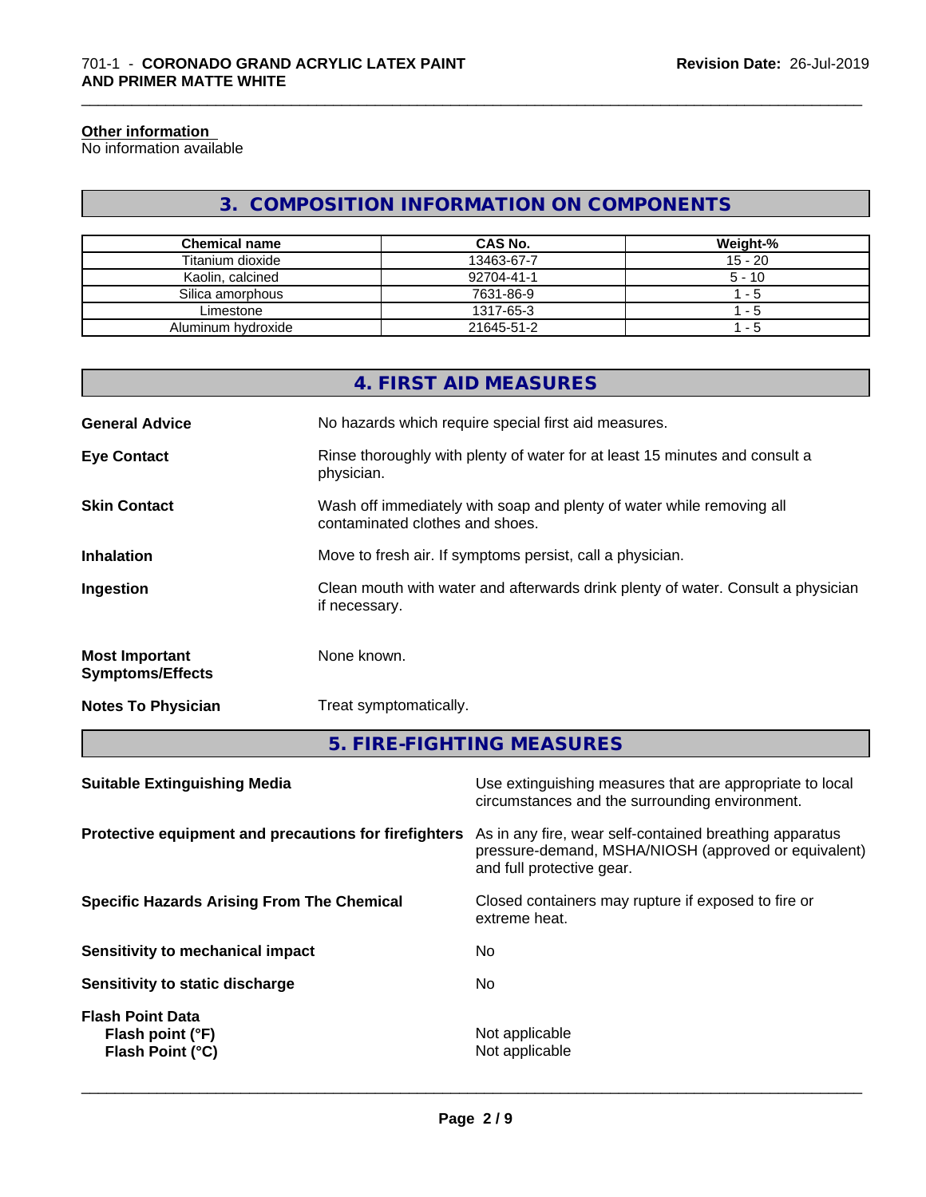**Other information**
No information available

## 3. COMPOSITION INFORMATION ON COMPONENTS

| Chemical name | CAS No. | Weight-% |
| --- | --- | --- |
| Titanium dioxide | 13463-67-7 | 15 - 20 |
| Kaolin, calcined | 92704-41-1 | 5 - 10 |
| Silica amorphous | 7631-86-9 | 1 - 5 |
| Limestone | 1317-65-3 | 1 - 5 |
| Aluminum hydroxide | 21645-51-2 | 1 - 5 |

## 4. FIRST AID MEASURES

**General Advice** No hazards which require special first aid measures.

**Eye Contact** Rinse thoroughly with plenty of water for at least 15 minutes and consult a physician.

**Skin Contact** Wash off immediately with soap and plenty of water while removing all contaminated clothes and shoes.

**Inhalation** Move to fresh air. If symptoms persist, call a physician.

**Ingestion** Clean mouth with water and afterwards drink plenty of water. Consult a physician if necessary.

**Most Important Symptoms/Effects** None known.

**Notes To Physician** Treat symptomatically.

## 5. FIRE-FIGHTING MEASURES

**Suitable Extinguishing Media** Use extinguishing measures that are appropriate to local circumstances and the surrounding environment.

**Protective equipment and precautions for firefighters** As in any fire, wear self-contained breathing apparatus pressure-demand, MSHA/NIOSH (approved or equivalent) and full protective gear.

**Specific Hazards Arising From The Chemical** Closed containers may rupture if exposed to fire or extreme heat.

**Sensitivity to mechanical impact** No

**Sensitivity to static discharge** No

**Flash Point Data**
**Flash point (°F)** Not applicable
**Flash Point (°C)** Not applicable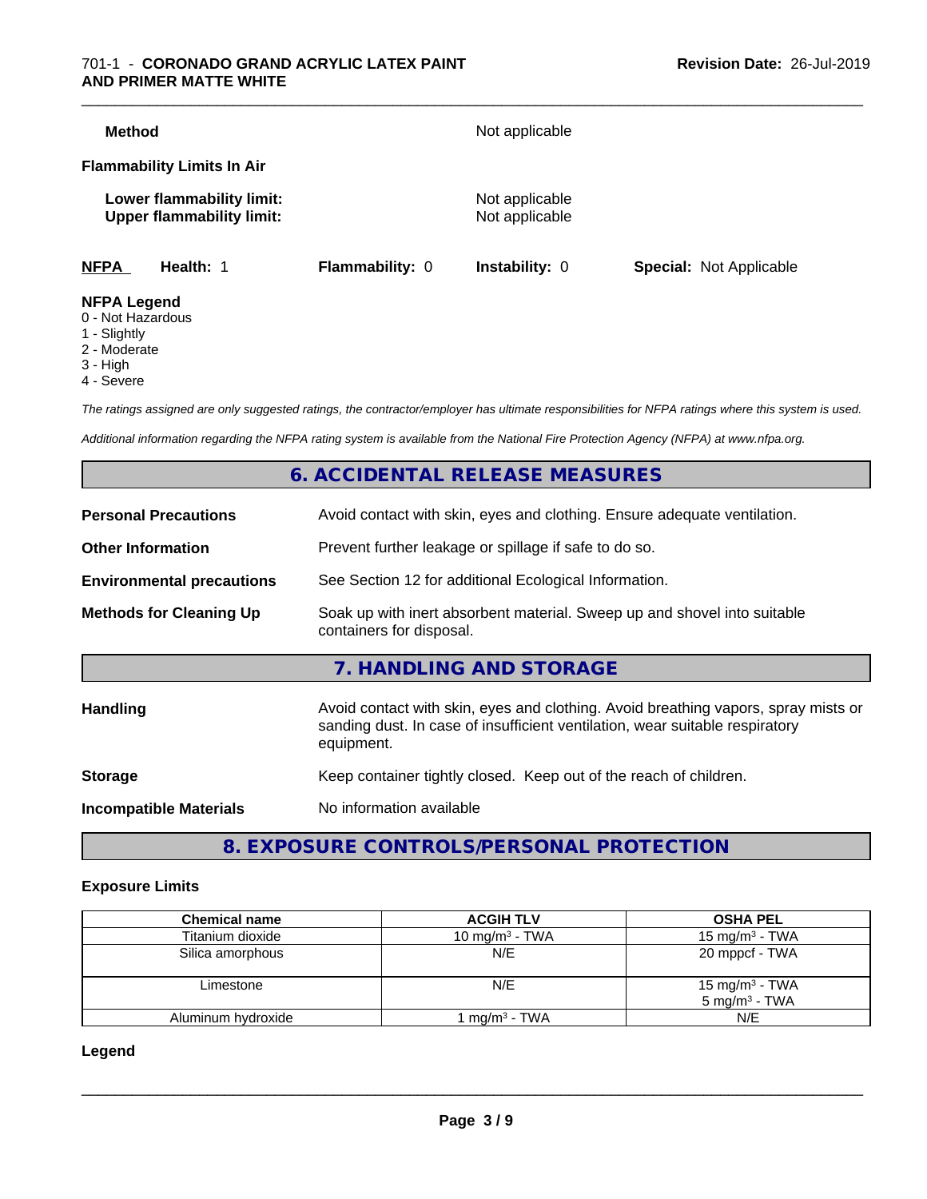**Method** Not applicable

**Flammability Limits In Air**

**Lower flammability limit:** Not applicable
**Upper flammability limit:** Not applicable

**NFPA** **Health:** 1 **Flammability:** 0 **Instability:** 0 **Special:** Not Applicable

**NFPA Legend**
0 - Not Hazardous
1 - Slightly
2 - Moderate
3 - High
4 - Severe

*The ratings assigned are only suggested ratings, the contractor/employer has ultimate responsibilities for NFPA ratings where this system is used.*

*Additional information regarding the NFPA rating system is available from the National Fire Protection Agency (NFPA) at www.nfpa.org.*

## 6. ACCIDENTAL RELEASE MEASURES

**Personal Precautions** Avoid contact with skin, eyes and clothing. Ensure adequate ventilation.

**Other Information** Prevent further leakage or spillage if safe to do so.

**Environmental precautions** See Section 12 for additional Ecological Information.

**Methods for Cleaning Up** Soak up with inert absorbent material. Sweep up and shovel into suitable containers for disposal.

## 7. HANDLING AND STORAGE

**Handling** Avoid contact with skin, eyes and clothing. Avoid breathing vapors, spray mists or sanding dust. In case of insufficient ventilation, wear suitable respiratory equipment.

**Storage** Keep container tightly closed. Keep out of the reach of children.

**Incompatible Materials** No information available

## 8. EXPOSURE CONTROLS/PERSONAL PROTECTION

### Exposure Limits

| Chemical name | ACGIH TLV | OSHA PEL |
|---|---|---|
| Titanium dioxide | 10 mg/m³ - TWA | 15 mg/m³ - TWA |
| Silica amorphous | N/E | 20 mppcf - TWA |
| Limestone | N/E | 15 mg/m³ - TWA<br>5 mg/m³ - TWA |
| Aluminum hydroxide | 1 mg/m³ - TWA | N/E |

### Legend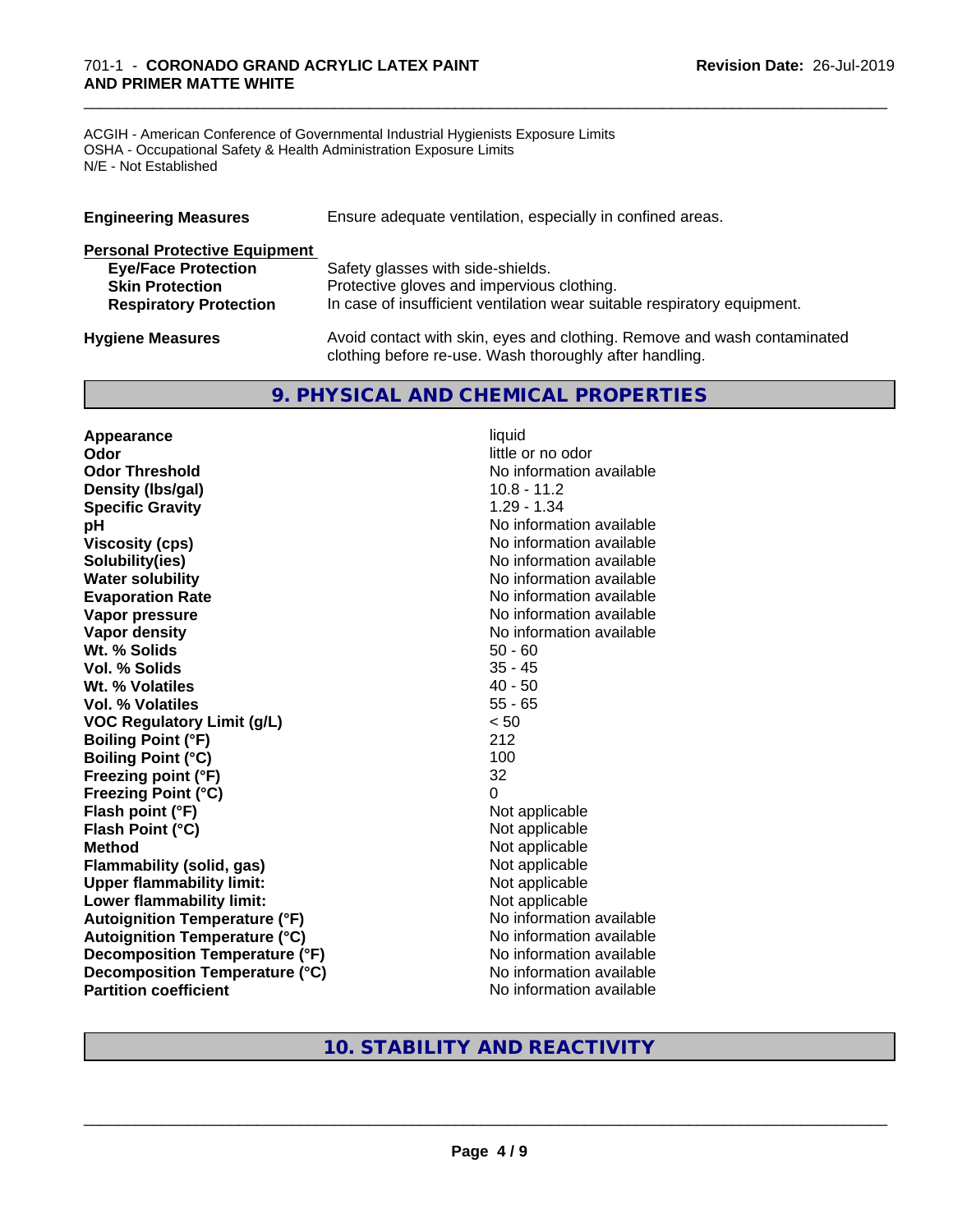ACGIH - American Conference of Governmental Industrial Hygienists Exposure Limits
OSHA - Occupational Safety & Health Administration Exposure Limits
N/E - Not Established

**Engineering Measures** Ensure adequate ventilation, especially in confined areas.

**Personal Protective Equipment**

| | |
|---|---|
| **Eye/Face Protection** | Safety glasses with side-shields. |
| **Skin Protection** | Protective gloves and impervious clothing. |
| **Respiratory Protection** | In case of insufficient ventilation wear suitable respiratory equipment. |

**Hygiene Measures** Avoid contact with skin, eyes and clothing. Remove and wash contaminated clothing before re-use. Wash thoroughly after handling.

## 9. PHYSICAL AND CHEMICAL PROPERTIES

| | |
|---|---|
| **Appearance** | liquid |
| **Odor** | little or no odor |
| **Odor Threshold** | No information available |
| **Density (lbs/gal)** | 10.8 - 11.2 |
| **Specific Gravity** | 1.29 - 1.34 |
| **pH** | No information available |
| **Viscosity (cps)** | No information available |
| **Solubility(ies)** | No information available |
| **Water solubility** | No information available |
| **Evaporation Rate** | No information available |
| **Vapor pressure** | No information available |
| **Vapor density** | No information available |
| **Wt. % Solids** | 50 - 60 |
| **Vol. % Solids** | 35 - 45 |
| **Wt. % Volatiles** | 40 - 50 |
| **Vol. % Volatiles** | 55 - 65 |
| **VOC Regulatory Limit (g/L)** | < 50 |
| **Boiling Point (°F)** | 212 |
| **Boiling Point (°C)** | 100 |
| **Freezing point (°F)** | 32 |
| **Freezing Point (°C)** | 0 |
| **Flash point (°F)** | Not applicable |
| **Flash Point (°C)** | Not applicable |
| **Method** | Not applicable |
| **Flammability (solid, gas)** | Not applicable |
| **Upper flammability limit:** | Not applicable |
| **Lower flammability limit:** | Not applicable |
| **Autoignition Temperature (°F)** | No information available |
| **Autoignition Temperature (°C)** | No information available |
| **Decomposition Temperature (°F)** | No information available |
| **Decomposition Temperature (°C)** | No information available |
| **Partition coefficient** | No information available |

## 10. STABILITY AND REACTIVITY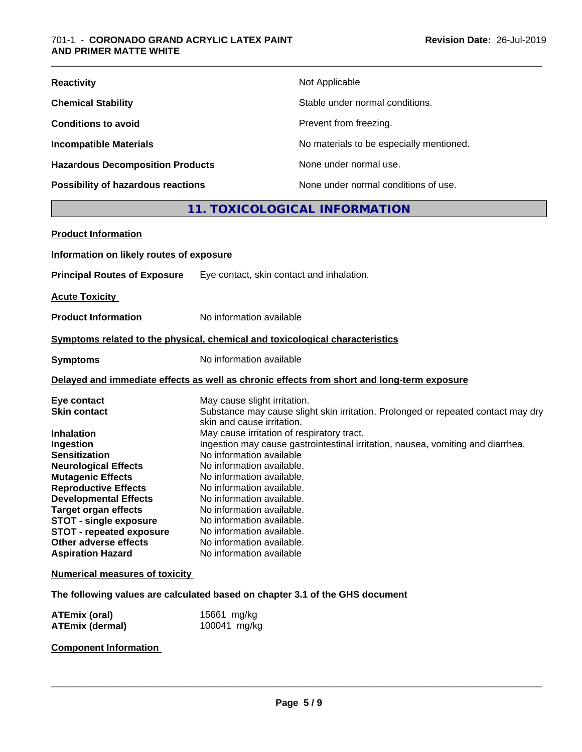| | |
|---|---|
| **Reactivity** | Not Applicable |
| **Chemical Stability** | Stable under normal conditions. |
| **Conditions to avoid** | Prevent from freezing. |
| **Incompatible Materials** | No materials to be especially mentioned. |
| **Hazardous Decomposition Products** | None under normal use. |
| **Possibility of hazardous reactions** | None under normal conditions of use. |

## 11. TOXICOLOGICAL INFORMATION

**Product Information**

**Information on likely routes of exposure**

**Principal Routes of Exposure** Eye contact, skin contact and inhalation.

**Acute Toxicity**

**Product Information** No information available

**Symptoms related to the physical, chemical and toxicological characteristics**

**Symptoms** No information available

**Delayed and immediate effects as well as chronic effects from short and long-term exposure**

| | |
|---|---|
| **Eye contact** | May cause slight irritation. |
| **Skin contact** | Substance may cause slight skin irritation. Prolonged or repeated contact may dry skin and cause irritation. |
| **Inhalation** | May cause irritation of respiratory tract. |
| **Ingestion** | Ingestion may cause gastrointestinal irritation, nausea, vomiting and diarrhea. |
| **Sensitization** | No information available |
| **Neurological Effects** | No information available. |
| **Mutagenic Effects** | No information available. |
| **Reproductive Effects** | No information available. |
| **Developmental Effects** | No information available. |
| **Target organ effects** | No information available. |
| **STOT - single exposure** | No information available. |
| **STOT - repeated exposure** | No information available. |
| **Other adverse effects** | No information available. |
| **Aspiration Hazard** | No information available |

**Numerical measures of toxicity**

**The following values are calculated based on chapter 3.1 of the GHS document**

| | |
|---|---|
| **ATEmix (oral)** | 15661 mg/kg |
| **ATEmix (dermal)** | 100041 mg/kg |

**Component Information**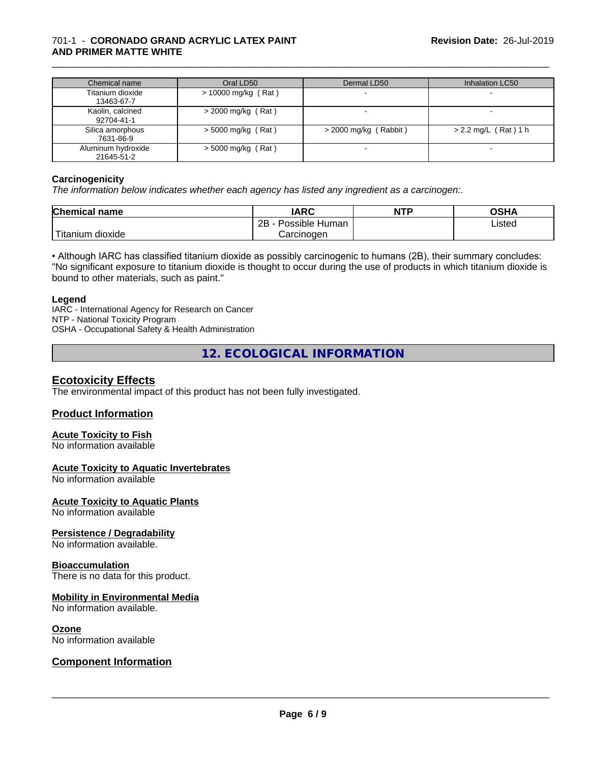| Chemical name | Oral LD50 | Dermal LD50 | Inhalation LC50 |
| --- | --- | --- | --- |
| Titanium dioxide 13463-67-7 | > 10000 mg/kg ( Rat ) | - | - |
| Kaolin, calcined 92704-41-1 | > 2000 mg/kg ( Rat ) | - | - |
| Silica amorphous 7631-86-9 | > 5000 mg/kg ( Rat ) | > 2000 mg/kg ( Rabbit ) | > 2.2 mg/L ( Rat ) 1 h |
| Aluminum hydroxide 21645-51-2 | > 5000 mg/kg ( Rat ) | - | - |

**Carcinogenicity**

*The information below indicates whether each agency has listed any ingredient as a carcinogen:.*

| Chemical name | IARC | NTP | OSHA |
| --- | --- | --- | --- |
| Titanium dioxide | 2B - Possible Human Carcinogen | | Listed |

• Although IARC has classified titanium dioxide as possibly carcinogenic to humans (2B), their summary concludes: "No significant exposure to titanium dioxide is thought to occur during the use of products in which titanium dioxide is bound to other materials, such as paint."

**Legend**

IARC - International Agency for Research on Cancer
NTP - National Toxicity Program
OSHA - Occupational Safety & Health Administration

## 12. ECOLOGICAL INFORMATION

### Ecotoxicity Effects

The environmental impact of this product has not been fully investigated.

### Product Information

**Acute Toxicity to Fish**

No information available

**Acute Toxicity to Aquatic Invertebrates**

No information available

**Acute Toxicity to Aquatic Plants**

No information available

**Persistence / Degradability**

No information available.

**Bioaccumulation**

There is no data for this product.

**Mobility in Environmental Media**

No information available.

**Ozone**

No information available

### Component Information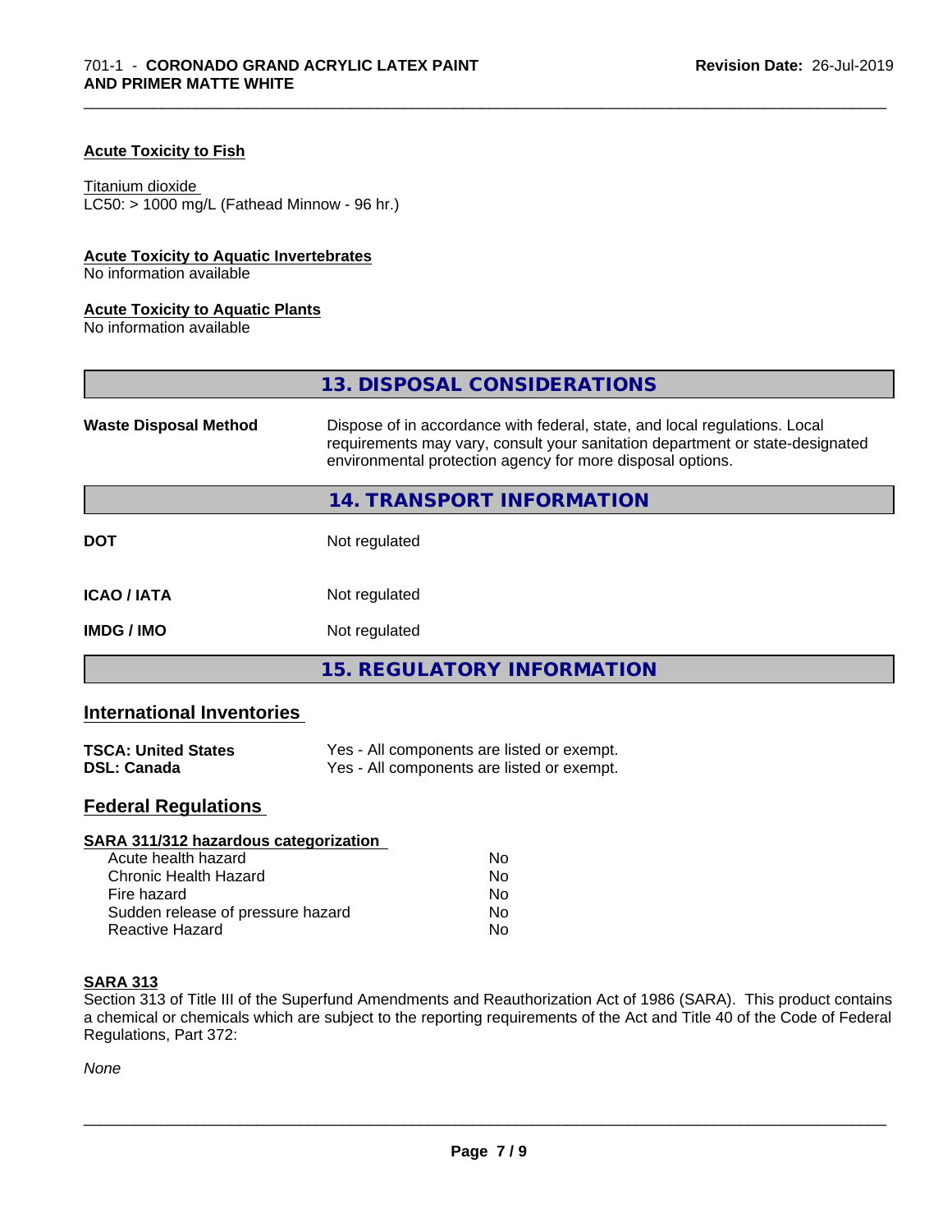**Acute Toxicity to Fish**

Titanium dioxide
LC50: > 1000 mg/L (Fathead Minnow - 96 hr.)

**Acute Toxicity to Aquatic Invertebrates**
No information available

**Acute Toxicity to Aquatic Plants**
No information available

## 13. DISPOSAL CONSIDERATIONS

| | |
|---|---|
| **Waste Disposal Method** | Dispose of in accordance with federal, state, and local regulations. Local requirements may vary, consult your sanitation department or state-designated environmental protection agency for more disposal options. |

## 14. TRANSPORT INFORMATION

| | |
|---|---|
| **DOT** | Not regulated |
| **ICAO / IATA** | Not regulated |
| **IMDG / IMO** | Not regulated |

## 15. REGULATORY INFORMATION

### International Inventories

| | |
|---|---|
| **TSCA: United States** | Yes - All components are listed or exempt. |
| **DSL: Canada** | Yes - All components are listed or exempt. |

### Federal Regulations

**SARA 311/312 hazardous categorization**

| | |
|---|---|
| Acute health hazard | No |
| Chronic Health Hazard | No |
| Fire hazard | No |
| Sudden release of pressure hazard | No |
| Reactive Hazard | No |

**SARA 313**
Section 313 of Title III of the Superfund Amendments and Reauthorization Act of 1986 (SARA). This product contains a chemical or chemicals which are subject to the reporting requirements of the Act and Title 40 of the Code of Federal Regulations, Part 372:

*None*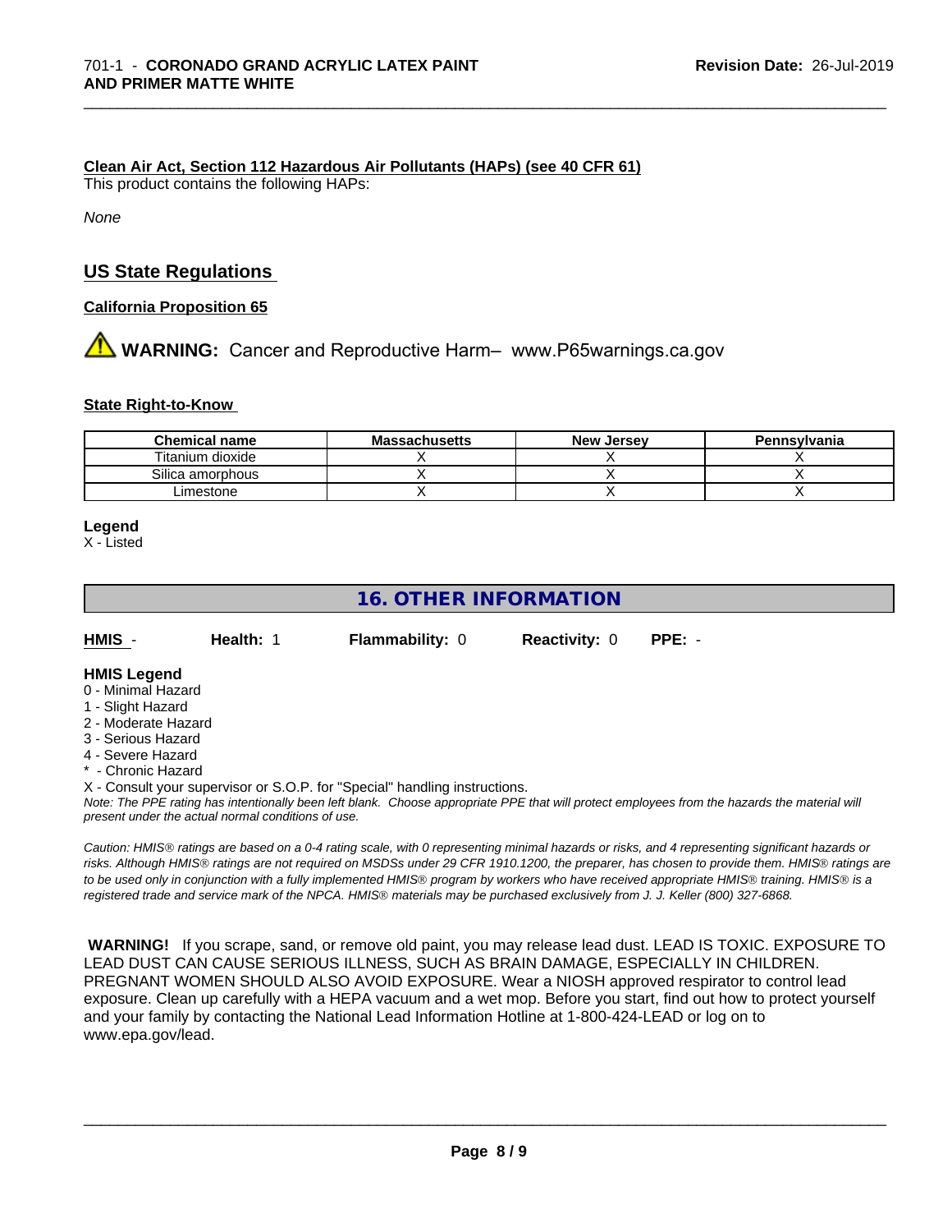**Clean Air Act, Section 112 Hazardous Air Pollutants (HAPs) (see 40 CFR 61)**

This product contains the following HAPs:

*None*

## US State Regulations

**California Proposition 65**

⚠ **WARNING:** Cancer and Reproductive Harm– www.P65warnings.ca.gov

**State Right-to-Know**

| Chemical name | Massachusetts | New Jersey | Pennsylvania |
|---|---|---|---|
| Titanium dioxide | X | X | X |
| Silica amorphous | X | X | X |
| Limestone | X | X | X |

**Legend**

X - Listed

## 16. OTHER INFORMATION

**HMIS** - **Health:** 1 **Flammability:** 0 **Reactivity:** 0 **PPE:** -

**HMIS Legend**

- 0 - Minimal Hazard
- 1 - Slight Hazard
- 2 - Moderate Hazard
- 3 - Serious Hazard
- 4 - Severe Hazard
- * - Chronic Hazard

X - Consult your supervisor or S.O.P. for "Special" handling instructions.

*Note: The PPE rating has intentionally been left blank. Choose appropriate PPE that will protect employees from the hazards the material will present under the actual normal conditions of use.*

*Caution: HMIS® ratings are based on a 0-4 rating scale, with 0 representing minimal hazards or risks, and 4 representing significant hazards or risks. Although HMIS® ratings are not required on MSDSs under 29 CFR 1910.1200, the preparer, has chosen to provide them. HMIS® ratings are to be used only in conjunction with a fully implemented HMIS® program by workers who have received appropriate HMIS® training. HMIS® is a registered trade and service mark of the NPCA. HMIS® materials may be purchased exclusively from J. J. Keller (800) 327-6868.*

**WARNING!** If you scrape, sand, or remove old paint, you may release lead dust. LEAD IS TOXIC. EXPOSURE TO LEAD DUST CAN CAUSE SERIOUS ILLNESS, SUCH AS BRAIN DAMAGE, ESPECIALLY IN CHILDREN. PREGNANT WOMEN SHOULD ALSO AVOID EXPOSURE. Wear a NIOSH approved respirator to control lead exposure. Clean up carefully with a HEPA vacuum and a wet mop. Before you start, find out how to protect yourself and your family by contacting the National Lead Information Hotline at 1-800-424-LEAD or log on to www.epa.gov/lead.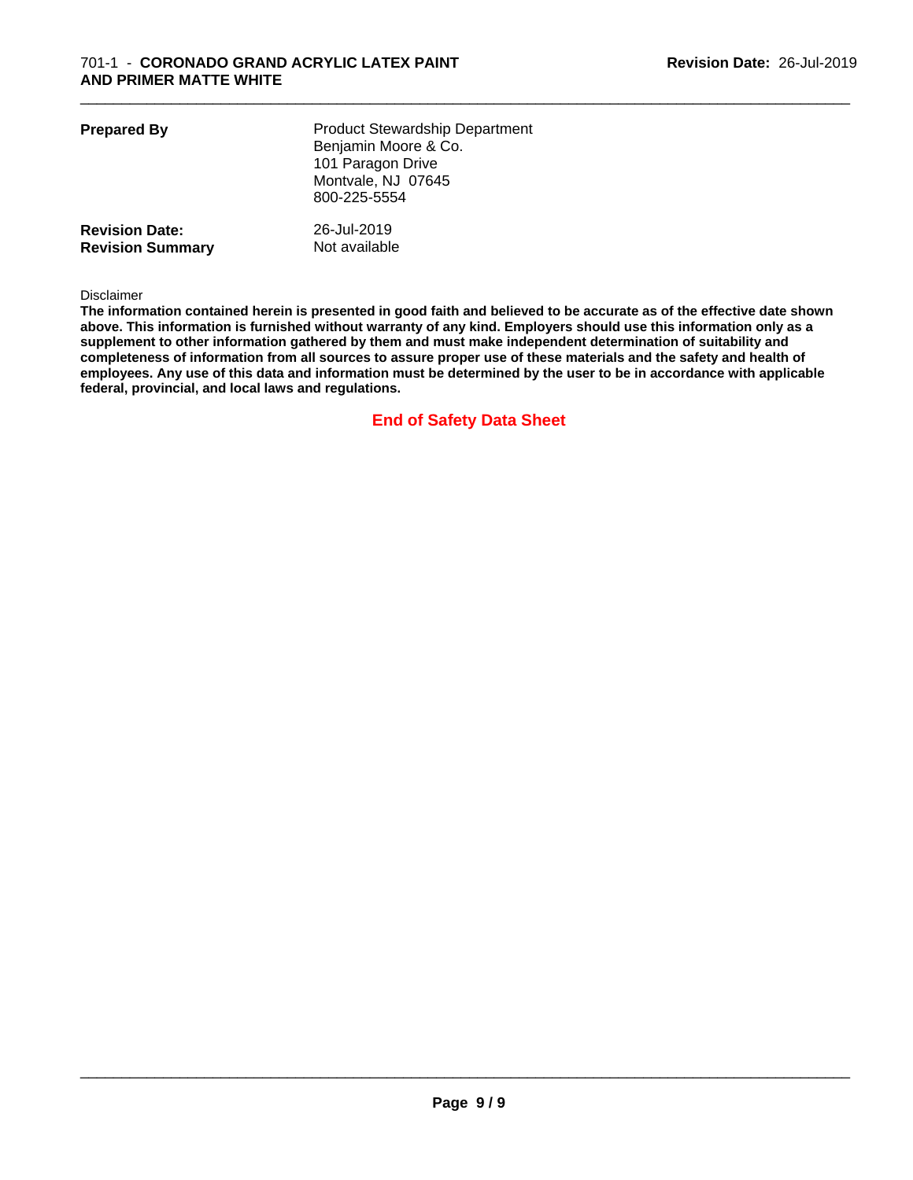| | |
|---|---|
| **Prepared By** | Product Stewardship Department<br>Benjamin Moore & Co.<br>101 Paragon Drive<br>Montvale, NJ 07645<br>800-225-5554 |
| **Revision Date:** | 26-Jul-2019 |
| **Revision Summary** | Not available |

Disclaimer

**The information contained herein is presented in good faith and believed to be accurate as of the effective date shown above. This information is furnished without warranty of any kind. Employers should use this information only as a supplement to other information gathered by them and must make independent determination of suitability and completeness of information from all sources to assure proper use of these materials and the safety and health of employees. Any use of this data and information must be determined by the user to be in accordance with applicable federal, provincial, and local laws and regulations.**

**End of Safety Data Sheet**